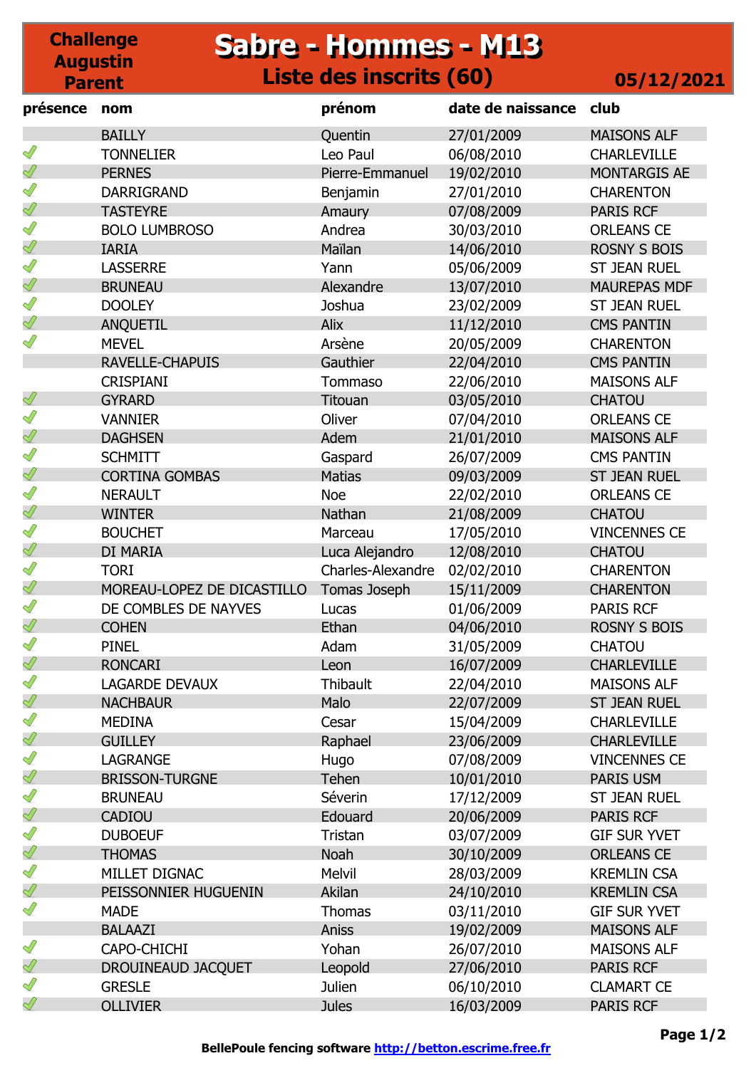# Challenge Augustin Parent

## Sabre - Hommes - M13

### Liste des inscrits (60)

05/12/2021

| présence | nom | prénom | date de naissance | club |
|---|---|---|---|---|
| | BAILLY | Quentin | 27/01/2009 | MAISONS ALF |
| ✓ | TONNELIER | Leo Paul | 06/08/2010 | CHARLEVILLE |
| ✓ | PERNES | Pierre-Emmanuel | 19/02/2010 | MONTARGIS AE |
| ✓ | DARRIGRAND | Benjamin | 27/01/2010 | CHARENTON |
| ✓ | TASTEYRE | Amaury | 07/08/2009 | PARIS RCF |
| ✓ | BOLO LUMBROSO | Andrea | 30/03/2010 | ORLEANS CE |
| ✓ | IARIA | Maïlan | 14/06/2010 | ROSNY S BOIS |
| ✓ | LASSERRE | Yann | 05/06/2009 | ST JEAN RUEL |
| ✓ | BRUNEAU | Alexandre | 13/07/2010 | MAUREPAS MDF |
| ✓ | DOOLEY | Joshua | 23/02/2009 | ST JEAN RUEL |
| ✓ | ANQUETIL | Alix | 11/12/2010 | CMS PANTIN |
| ✓ | MEVEL | Arsène | 20/05/2009 | CHARENTON |
| | RAVELLE-CHAPUIS | Gauthier | 22/04/2010 | CMS PANTIN |
| | CRISPIANI | Tommaso | 22/06/2010 | MAISONS ALF |
| ✓ | GYRARD | Titouan | 03/05/2010 | CHATOU |
| ✓ | VANNIER | Oliver | 07/04/2010 | ORLEANS CE |
| ✓ | DAGHSEN | Adem | 21/01/2010 | MAISONS ALF |
| ✓ | SCHMITT | Gaspard | 26/07/2009 | CMS PANTIN |
| ✓ | CORTINA GOMBAS | Matias | 09/03/2009 | ST JEAN RUEL |
| ✓ | NERAULT | Noe | 22/02/2010 | ORLEANS CE |
| ✓ | WINTER | Nathan | 21/08/2009 | CHATOU |
| ✓ | BOUCHET | Marceau | 17/05/2010 | VINCENNES CE |
| ✓ | DI MARIA | Luca Alejandro | 12/08/2010 | CHATOU |
| ✓ | TORI | Charles-Alexandre | 02/02/2010 | CHARENTON |
| ✓ | MOREAU-LOPEZ DE DICASTILLO | Tomas Joseph | 15/11/2009 | CHARENTON |
| ✓ | DE COMBLES DE NAYVES | Lucas | 01/06/2009 | PARIS RCF |
| ✓ | COHEN | Ethan | 04/06/2010 | ROSNY S BOIS |
| ✓ | PINEL | Adam | 31/05/2009 | CHATOU |
| ✓ | RONCARI | Leon | 16/07/2009 | CHARLEVILLE |
| ✓ | LAGARDE DEVAUX | Thibault | 22/04/2010 | MAISONS ALF |
| ✓ | NACHBAUR | Malo | 22/07/2009 | ST JEAN RUEL |
| ✓ | MEDINA | Cesar | 15/04/2009 | CHARLEVILLE |
| ✓ | GUILLEY | Raphael | 23/06/2009 | CHARLEVILLE |
| ✓ | LAGRANGE | Hugo | 07/08/2009 | VINCENNES CE |
| ✓ | BRISSON-TURGNE | Tehen | 10/01/2010 | PARIS USM |
| ✓ | BRUNEAU | Séverin | 17/12/2009 | ST JEAN RUEL |
| ✓ | CADIOU | Edouard | 20/06/2009 | PARIS RCF |
| ✓ | DUBOEUF | Tristan | 03/07/2009 | GIF SUR YVET |
| ✓ | THOMAS | Noah | 30/10/2009 | ORLEANS CE |
| ✓ | MILLET DIGNAC | Melvil | 28/03/2009 | KREMLIN CSA |
| ✓ | PEISSONNIER HUGUENIN | Akilan | 24/10/2010 | KREMLIN CSA |
| ✓ | MADE | Thomas | 03/11/2010 | GIF SUR YVET |
| | BALAAZI | Aniss | 19/02/2009 | MAISONS ALF |
| ✓ | CAPO-CHICHI | Yohan | 26/07/2010 | MAISONS ALF |
| ✓ | DROUINEAUD JACQUET | Leopold | 27/06/2010 | PARIS RCF |
| ✓ | GRESLE | Julien | 06/10/2010 | CLAMART CE |
| ✓ | OLLIVIER | Jules | 16/03/2009 | PARIS RCF |

BellePoule fencing software http://betton.escrime.free.fr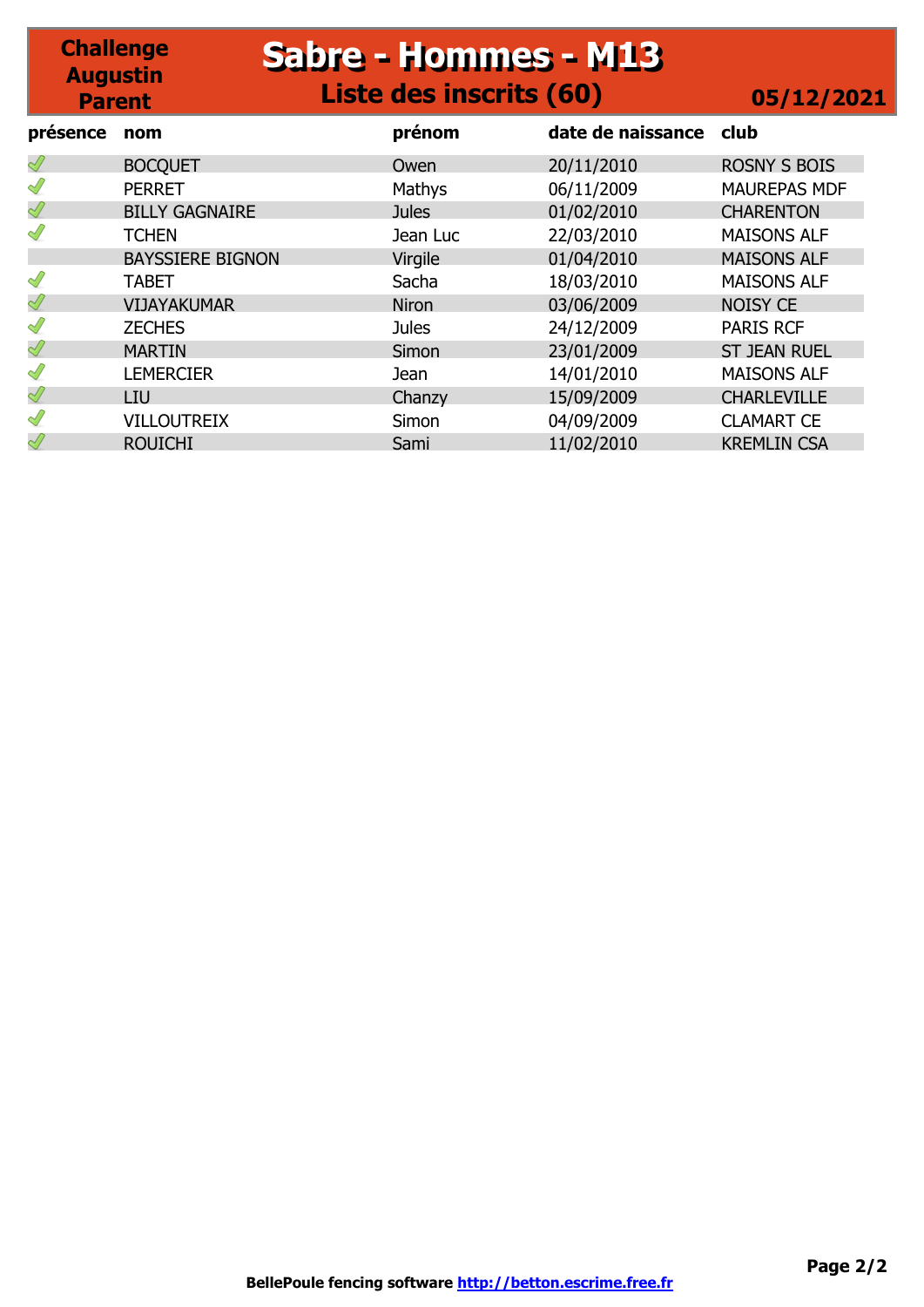**Challenge Augustin Parent**

# Sabre - Hommes - M13

## Liste des inscrits (60)

**05/12/2021**

| présence | nom | prénom | date de naissance | club |
|---|---|---|---|---|
| ✓ | BOCQUET | Owen | 20/11/2010 | ROSNY S BOIS |
| ✓ | PERRET | Mathys | 06/11/2009 | MAUREPAS MDF |
| ✓ | BILLY GAGNAIRE | Jules | 01/02/2010 | CHARENTON |
| ✓ | TCHEN | Jean Luc | 22/03/2010 | MAISONS ALF |
| | BAYSSIERE BIGNON | Virgile | 01/04/2010 | MAISONS ALF |
| ✓ | TABET | Sacha | 18/03/2010 | MAISONS ALF |
| ✓ | VIJAYAKUMAR | Niron | 03/06/2009 | NOISY CE |
| ✓ | ZECHES | Jules | 24/12/2009 | PARIS RCF |
| ✓ | MARTIN | Simon | 23/01/2009 | ST JEAN RUEL |
| ✓ | LEMERCIER | Jean | 14/01/2010 | MAISONS ALF |
| ✓ | LIU | Chanzy | 15/09/2009 | CHARLEVILLE |
| ✓ | VILLOUTREIX | Simon | 04/09/2009 | CLAMART CE |
| ✓ | ROUICHI | Sami | 11/02/2010 | KREMLIN CSA |

**BellePoule fencing software http://betton.escrime.free.fr**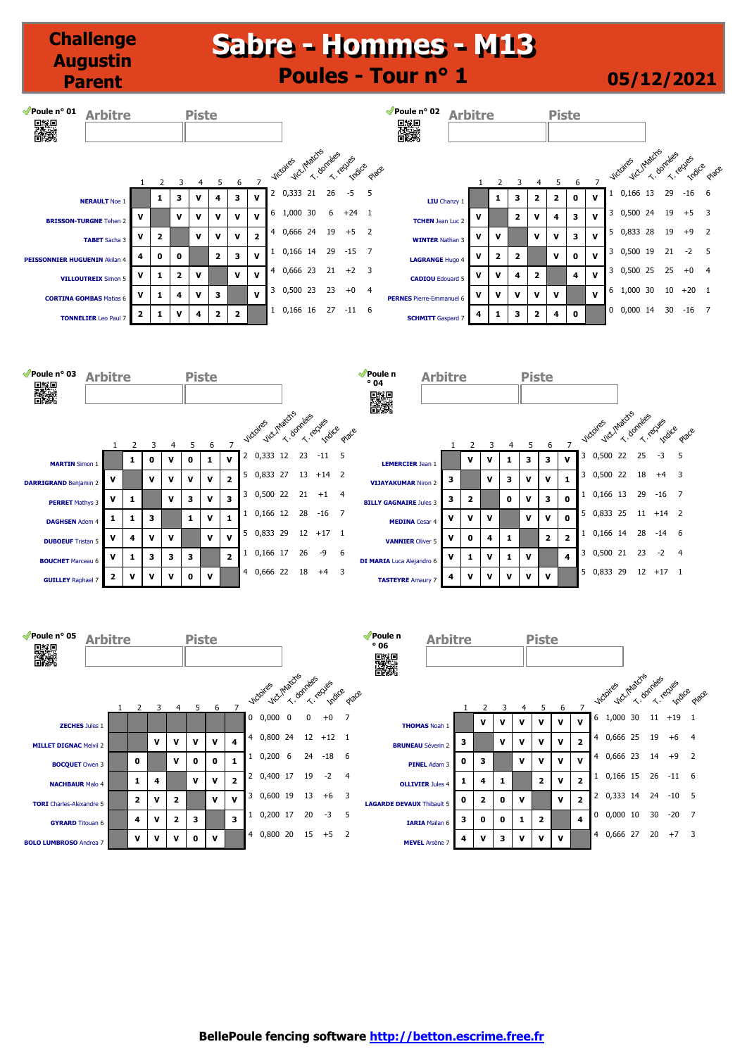# Challenge Augustin Parent

# Sabre - Hommes - M13

## Poules - Tour n° 1

05/12/2021

### Poule n° 01

Arbitre | Piste

| | 1 | 2 | 3 | 4 | 5 | 6 | 7 | Victoires | Vict./Matchs | T. données | T. reçues | Indice | Place |
|---|---|---|---|---|---|---|---|---|---|---|---|---|---|
| NERAULT Noe 1 | | 1 | 3 | V | 4 | 3 | V | 2 | 0,333 | 21 | 26 | -5 | 5 |
| BRISSON-TURGNE Tehen 2 | V | | V | V | V | V | V | 6 | 1,000 | 30 | 6 | +24 | 1 |
| TABET Sacha 3 | V | 2 | | V | V | V | 2 | 4 | 0,666 | 24 | 19 | +5 | 2 |
| PEISSONNIER HUGUENIN Akilan 4 | 4 | 0 | 0 | | 2 | 3 | V | 1 | 0,166 | 14 | 29 | -15 | 7 |
| VILLOUTREIX Simon 5 | V | 1 | 2 | V | | V | V | 4 | 0,666 | 21 | 19 | +2 | 3 |
| CORTINA GOMBAS Matias 6 | V | 1 | 4 | V | 3 | | V | 3 | 0,500 | 23 | 23 | +0 | 4 |
| TONNELIER Leo Paul 7 | 2 | 1 | V | 4 | 2 | 2 | | 1 | 0,166 | 16 | 27 | -11 | 6 |

### Poule n° 02

Arbitre | Piste

| | 1 | 2 | 3 | 4 | 5 | 6 | 7 | Victoires | Vict./Matchs | T. données | T. reçues | Indice | Place |
|---|---|---|---|---|---|---|---|---|---|---|---|---|---|
| LIU Chanzy 1 | | 1 | 3 | 2 | 2 | 0 | V | 1 | 0,166 | 13 | 29 | -16 | 6 |
| TCHEN Jean Luc 2 | V | | 2 | V | 4 | 3 | V | 3 | 0,500 | 24 | 19 | +5 | 3 |
| WINTER Nathan 3 | V | V | | V | V | 3 | V | 5 | 0,833 | 28 | 19 | +9 | 2 |
| LAGRANGE Hugo 4 | V | 2 | 2 | | V | 0 | V | 3 | 0,500 | 19 | 21 | -2 | 5 |
| CADIOU Edouard 5 | V | V | 4 | 2 | | 4 | V | 3 | 0,500 | 25 | 25 | +0 | 4 |
| PERNES Pierre-Emmanuel 6 | V | V | V | V | V | | V | 6 | 1,000 | 30 | 10 | +20 | 1 |
| SCHMITT Gaspard 7 | 4 | 1 | 3 | 2 | 4 | 0 | | 0 | 0,000 | 14 | 30 | -16 | 7 |

### Poule n° 03

Arbitre | Piste

| | 1 | 2 | 3 | 4 | 5 | 6 | 7 | Victoires | Vict./Matchs | T. données | T. reçues | Indice | Place |
|---|---|---|---|---|---|---|---|---|---|---|---|---|---|
| MARTIN Simon 1 | | 1 | 0 | V | 0 | 1 | V | 2 | 0,333 | 12 | 23 | -11 | 5 |
| DARRIGRAND Benjamin 2 | V | | V | V | V | V | 2 | 5 | 0,833 | 27 | 13 | +14 | 2 |
| PERRET Mathys 3 | V | 1 | | V | 3 | V | 3 | 3 | 0,500 | 22 | 21 | +1 | 4 |
| DAGHSEN Adem 4 | 1 | 1 | 3 | | 1 | V | 1 | 1 | 0,166 | 12 | 28 | -16 | 7 |
| DUBOEUF Tristan 5 | V | 4 | V | V | | V | V | 5 | 0,833 | 29 | 12 | +17 | 1 |
| BOUCHET Marceau 6 | V | 1 | 3 | 3 | 3 | | 2 | 1 | 0,166 | 17 | 26 | -9 | 6 |
| GUILLEY Raphael 7 | 2 | V | V | V | 0 | V | | 4 | 0,666 | 22 | 18 | +4 | 3 |

### Poule n° 04

Arbitre | Piste

| | 1 | 2 | 3 | 4 | 5 | 6 | 7 | Victoires | Vict./Matchs | T. données | T. reçues | Indice | Place |
|---|---|---|---|---|---|---|---|---|---|---|---|---|---|
| LEMERCIER Jean 1 | | V | V | 1 | 3 | 3 | V | 3 | 0,500 | 22 | 25 | -3 | 5 |
| VIJAYAKUMAR Niron 2 | 3 | | V | 3 | V | V | 1 | 3 | 0,500 | 22 | 18 | +4 | 3 |
| BILLY GAGNAIRE Jules 3 | 3 | 2 | | 0 | V | 3 | 0 | 1 | 0,166 | 13 | 29 | -16 | 7 |
| MEDINA Cesar 4 | V | V | V | | V | V | 0 | 5 | 0,833 | 25 | 11 | +14 | 2 |
| VANNIER Oliver 5 | V | 0 | 4 | 1 | | 2 | 2 | 1 | 0,166 | 14 | 28 | -14 | 6 |
| DI MARIA Luca Alejandro 6 | V | 1 | V | 1 | V | | 4 | 3 | 0,500 | 21 | 23 | -2 | 4 |
| TASTEYRE Amaury 7 | 4 | V | V | V | V | V | | 5 | 0,833 | 29 | 12 | +17 | 1 |

### Poule n° 05

Arbitre | Piste

| | 1 | 2 | 3 | 4 | 5 | 6 | 7 | Victoires | Vict./Matchs | T. données | T. reçues | Indice | Place |
|---|---|---|---|---|---|---|---|---|---|---|---|---|---|
| ZECHES Jules 1 | | | | | | | | 0 | 0,000 | 0 | 0 | +0 | 7 |
| MILLET DIGNAC Melvil 2 | | | V | V | V | V | 4 | 4 | 0,800 | 24 | 12 | +12 | 1 |
| BOCQUET Owen 3 | | 0 | | V | 0 | 0 | 1 | 1 | 0,200 | 6 | 24 | -18 | 6 |
| NACHBAUR Malo 4 | | 1 | 4 | | V | V | 2 | 2 | 0,400 | 17 | 19 | -2 | 4 |
| TORI Charles-Alexandre 5 | | 2 | V | 2 | | V | V | 3 | 0,600 | 19 | 13 | +6 | 3 |
| GYRARD Titouan 6 | | 4 | V | 2 | 3 | | 3 | 1 | 0,200 | 17 | 20 | -3 | 5 |
| BOLO LUMBROSO Andrea 7 | | V | V | V | 0 | V | | 4 | 0,800 | 20 | 15 | +5 | 2 |

### Poule n° 06

Arbitre | Piste

| | 1 | 2 | 3 | 4 | 5 | 6 | 7 | Victoires | Vict./Matchs | T. données | T. reçues | Indice | Place |
|---|---|---|---|---|---|---|---|---|---|---|---|---|---|
| THOMAS Noah 1 | | V | V | V | V | V | V | 6 | 1,000 | 30 | 11 | +19 | 1 |
| BRUNEAU Séverin 2 | 3 | | V | V | V | V | 2 | 4 | 0,666 | 25 | 19 | +6 | 4 |
| PINEL Adam 3 | 0 | 3 | | V | V | V | V | 4 | 0,666 | 23 | 14 | +9 | 2 |
| OLLIVIER Jules 4 | 1 | 4 | 1 | | 2 | V | 2 | 1 | 0,166 | 15 | 26 | -11 | 6 |
| LAGARDE DEVAUX Thibault 5 | 0 | 2 | 0 | V | | V | 2 | 2 | 0,333 | 14 | 24 | -10 | 5 |
| IARIA Mailan 6 | 3 | 0 | 0 | 1 | 2 | | 4 | 0 | 0,000 | 10 | 30 | -20 | 7 |
| MEVEL Arsène 7 | 4 | V | 3 | V | V | V | | 4 | 0,666 | 27 | 20 | +7 | 3 |

BellePoule fencing software http://betton.escrime.free.fr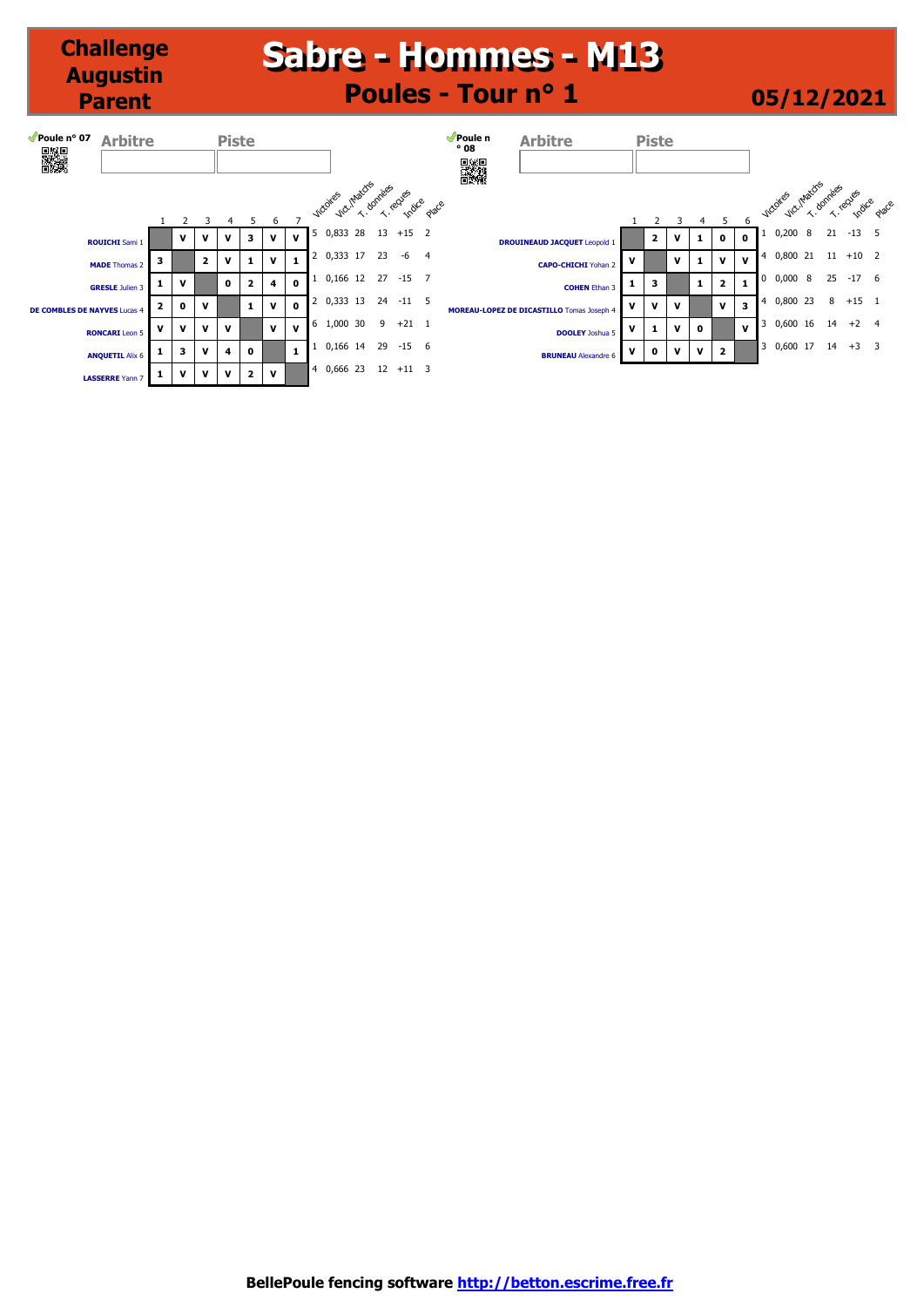# Challenge Augustin Parent

# Sabre - Hommes - M13

## Poules - Tour n° 1

**05/12/2021**

### Poule n° 07

Arbitre | Piste

| | 1 | 2 | 3 | 4 | 5 | 6 | 7 | Victoires | Vict./Matchs | T. données | T. reçues | Indice | Place |
|---|---|---|---|---|---|---|---|---|---|---|---|---|---|
| **ROUICHI** Sami 1 | | V | V | V | 3 | V | V | 5 | 0,833 | 28 | 13 | +15 | 2 |
| **MADE** Thomas 2 | 3 | | 2 | V | 1 | V | 1 | 2 | 0,333 | 17 | 23 | -6 | 4 |
| **GRESLE** Julien 3 | 1 | V | | 0 | 2 | 4 | 0 | 1 | 0,166 | 12 | 27 | -15 | 7 |
| **DE COMBLES DE NAYVES** Lucas 4 | 2 | 0 | V | | 1 | V | 0 | 2 | 0,333 | 13 | 24 | -11 | 5 |
| **RONCARI** Leon 5 | V | V | V | V | | V | V | 6 | 1,000 | 30 | 9 | +21 | 1 |
| **ANQUETIL** Alix 6 | 1 | 3 | V | 4 | 0 | | 1 | 1 | 0,166 | 14 | 29 | -15 | 6 |
| **LASSERRE** Yann 7 | 1 | V | V | V | 2 | V | | 4 | 0,666 | 23 | 12 | +11 | 3 |

### Poule n° 08

Arbitre | Piste

| | 1 | 2 | 3 | 4 | 5 | 6 | Victoires | Vict./Matchs | T. données | T. reçues | Indice | Place |
|---|---|---|---|---|---|---|---|---|---|---|---|---|
| **DROUINEAUD JACQUET** Leopold 1 | | 2 | V | 1 | 0 | 0 | 1 | 0,200 | 8 | 21 | -13 | 5 |
| **CAPO-CHICHI** Yohan 2 | V | | V | 1 | V | V | 4 | 0,800 | 21 | 11 | +10 | 2 |
| **COHEN** Ethan 3 | 1 | 3 | | 1 | 2 | 1 | 0 | 0,000 | 8 | 25 | -17 | 6 |
| **MOREAU-LOPEZ DE DICASTILLO** Tomas Joseph 4 | V | V | V | | V | 3 | 4 | 0,800 | 23 | 8 | +15 | 1 |
| **DOOLEY** Joshua 5 | V | 1 | V | 0 | | V | 3 | 0,600 | 16 | 14 | +2 | 4 |
| **BRUNEAU** Alexandre 6 | V | 0 | V | V | 2 | | 3 | 0,600 | 17 | 14 | +3 | 3 |

BellePoule fencing software http://betton.escrime.free.fr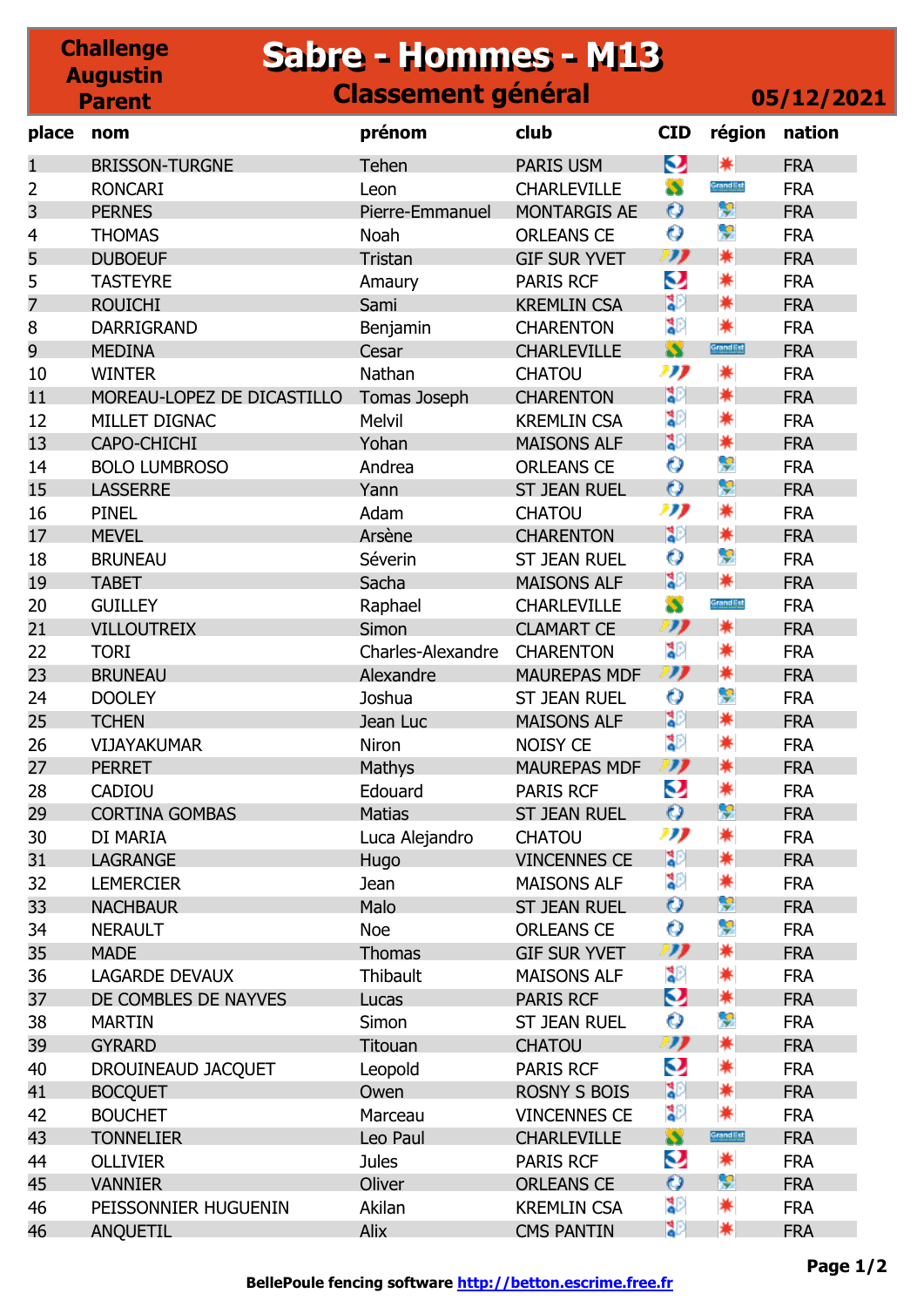# Challenge Augustin Parent

# Sabre - Hommes - M13

## Classement général

**05/12/2021**

| place | nom | prénom | club | CID | région | nation |
|---|---|---|---|---|---|---|
| 1 | BRISSON-TURGNE | Tehen | PARIS USM | | | FRA |
| 2 | RONCARI | Leon | CHARLEVILLE | | | FRA |
| 3 | PERNES | Pierre-Emmanuel | MONTARGIS AE | | | FRA |
| 4 | THOMAS | Noah | ORLEANS CE | | | FRA |
| 5 | DUBOEUF | Tristan | GIF SUR YVET | | | FRA |
| 5 | TASTEYRE | Amaury | PARIS RCF | | | FRA |
| 7 | ROUICHI | Sami | KREMLIN CSA | | | FRA |
| 8 | DARRIGRAND | Benjamin | CHARENTON | | | FRA |
| 9 | MEDINA | Cesar | CHARLEVILLE | | | FRA |
| 10 | WINTER | Nathan | CHATOU | | | FRA |
| 11 | MOREAU-LOPEZ DE DICASTILLO | Tomas Joseph | CHARENTON | | | FRA |
| 12 | MILLET DIGNAC | Melvil | KREMLIN CSA | | | FRA |
| 13 | CAPO-CHICHI | Yohan | MAISONS ALF | | | FRA |
| 14 | BOLO LUMBROSO | Andrea | ORLEANS CE | | | FRA |
| 15 | LASSERRE | Yann | ST JEAN RUEL | | | FRA |
| 16 | PINEL | Adam | CHATOU | | | FRA |
| 17 | MEVEL | Arsène | CHARENTON | | | FRA |
| 18 | BRUNEAU | Séverin | ST JEAN RUEL | | | FRA |
| 19 | TABET | Sacha | MAISONS ALF | | | FRA |
| 20 | GUILLEY | Raphael | CHARLEVILLE | | | FRA |
| 21 | VILLOUTREIX | Simon | CLAMART CE | | | FRA |
| 22 | TORI | Charles-Alexandre | CHARENTON | | | FRA |
| 23 | BRUNEAU | Alexandre | MAUREPAS MDF | | | FRA |
| 24 | DOOLEY | Joshua | ST JEAN RUEL | | | FRA |
| 25 | TCHEN | Jean Luc | MAISONS ALF | | | FRA |
| 26 | VIJAYAKUMAR | Niron | NOISY CE | | | FRA |
| 27 | PERRET | Mathys | MAUREPAS MDF | | | FRA |
| 28 | CADIOU | Edouard | PARIS RCF | | | FRA |
| 29 | CORTINA GOMBAS | Matias | ST JEAN RUEL | | | FRA |
| 30 | DI MARIA | Luca Alejandro | CHATOU | | | FRA |
| 31 | LAGRANGE | Hugo | VINCENNES CE | | | FRA |
| 32 | LEMERCIER | Jean | MAISONS ALF | | | FRA |
| 33 | NACHBAUR | Malo | ST JEAN RUEL | | | FRA |
| 34 | NERAULT | Noe | ORLEANS CE | | | FRA |
| 35 | MADE | Thomas | GIF SUR YVET | | | FRA |
| 36 | LAGARDE DEVAUX | Thibault | MAISONS ALF | | | FRA |
| 37 | DE COMBLES DE NAYVES | Lucas | PARIS RCF | | | FRA |
| 38 | MARTIN | Simon | ST JEAN RUEL | | | FRA |
| 39 | GYRARD | Titouan | CHATOU | | | FRA |
| 40 | DROUINEAUD JACQUET | Leopold | PARIS RCF | | | FRA |
| 41 | BOCQUET | Owen | ROSNY S BOIS | | | FRA |
| 42 | BOUCHET | Marceau | VINCENNES CE | | | FRA |
| 43 | TONNELIER | Leo Paul | CHARLEVILLE | | | FRA |
| 44 | OLLIVIER | Jules | PARIS RCF | | | FRA |
| 45 | VANNIER | Oliver | ORLEANS CE | | | FRA |
| 46 | PEISSONNIER HUGUENIN | Akilan | KREMLIN CSA | | | FRA |
| 46 | ANQUETIL | Alix | CMS PANTIN | | | FRA |

Page 1/2

BellePoule fencing software http://betton.escrime.free.fr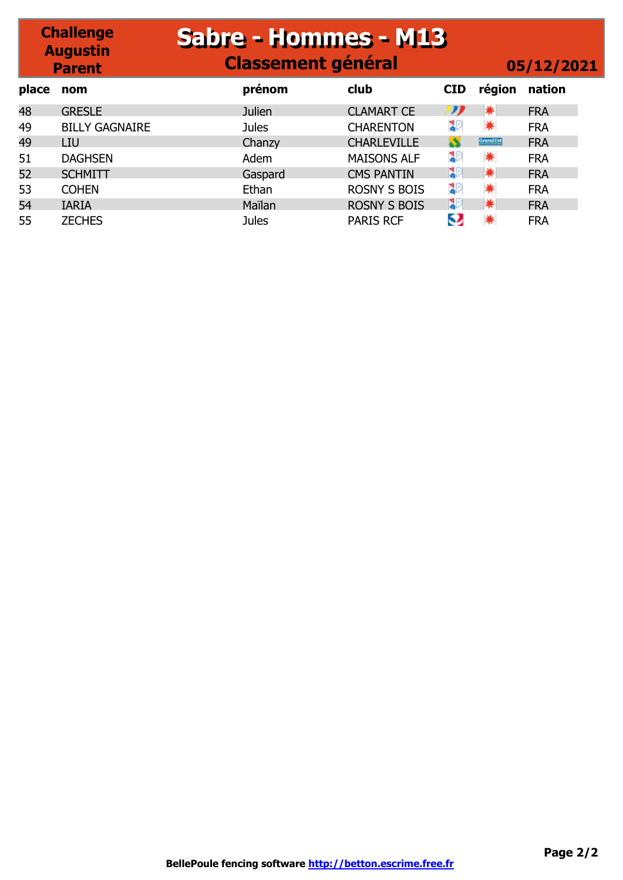# Sabre - Hommes - M13

## Classement général

Challenge Augustin Parent

05/12/2021

| place | nom | prénom | club | CID | région | nation |
|---|---|---|---|---|---|---|
| 48 | GRESLE | Julien | CLAMART CE | | | FRA |
| 49 | BILLY GAGNAIRE | Jules | CHARENTON | | | FRA |
| 49 | LIU | Chanzy | CHARLEVILLE | | | FRA |
| 51 | DAGHSEN | Adem | MAISONS ALF | | | FRA |
| 52 | SCHMITT | Gaspard | CMS PANTIN | | | FRA |
| 53 | COHEN | Ethan | ROSNY S BOIS | | | FRA |
| 54 | IARIA | Maïlan | ROSNY S BOIS | | | FRA |
| 55 | ZECHES | Jules | PARIS RCF | | | FRA |

BellePoule fencing software http://betton.escrime.free.fr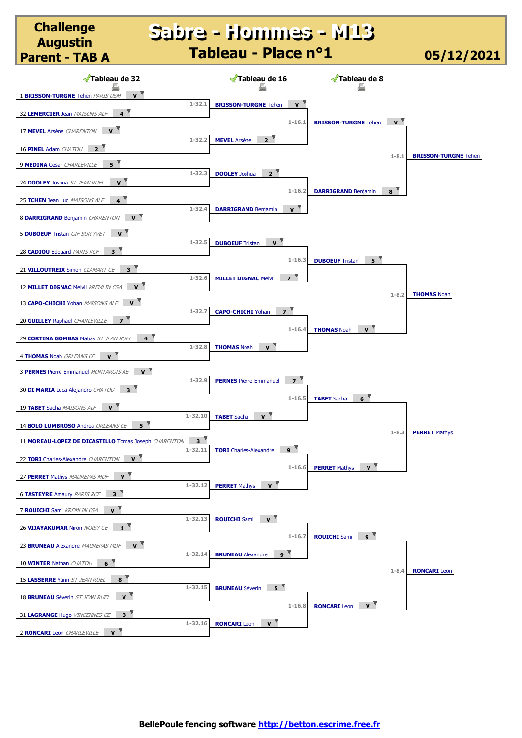# Challenge Augustin Parent - TAB A

## Sabre - Hommes - M13

### Tableau - Place n°1

05/12/2021

### Tableau de 32

| Match | Tireur 1 | Score | Tireur 2 | Score |
|---|---|---|---|---|
| 1-32.1 | 1 BRISSON-TURGNE Tehen *PARIS USM* | V | 32 LEMERCIER Jean *MAISONS ALF* | 4 |
| 1-32.2 | 17 MEVEL Arsène *CHARENTON* | V | 16 PINEL Adam *CHATOU* | 2 |
| 1-32.3 | 9 MEDINA Cesar *CHARLEVILLE* | 5 | 24 DOOLEY Joshua *ST JEAN RUEL* | V |
| 1-32.4 | 25 TCHEN Jean Luc *MAISONS ALF* | 4 | 8 DARRIGRAND Benjamin *CHARENTON* | V |
| 1-32.5 | 5 DUBOEUF Tristan *GIF SUR YVET* | V | 28 CADIOU Edouard *PARIS RCF* | 3 |
| 1-32.6 | 21 VILLOUTREIX Simon *CLAMART CE* | 3 | 12 MILLET DIGNAC Melvil *KREMLIN CSA* | V |
| 1-32.7 | 13 CAPO-CHICHI Yohan *MAISONS ALF* | V | 20 GUILLEY Raphael *CHARLEVILLE* | 7 |
| 1-32.8 | 29 CORTINA GOMBAS Matias *ST JEAN RUEL* | 4 | 4 THOMAS Noah *ORLEANS CE* | V |
| 1-32.9 | 3 PERNES Pierre-Emmanuel *MONTARGIS AE* | V | 30 DI MARIA Luca Alejandro *CHATOU* | 3 |
| 1-32.10 | 19 TABET Sacha *MAISONS ALF* | V | 14 BOLO LUMBROSO Andrea *ORLEANS CE* | 5 |
| 1-32.11 | 11 MOREAU-LOPEZ DE DICASTILLO Tomas Joseph *CHARENTON* | 3 | 22 TORI Charles-Alexandre *CHARENTON* | V |
| 1-32.12 | 27 PERRET Mathys *MAUREPAS MDF* | V | 6 TASTEYRE Amaury *PARIS RCF* | 3 |
| 1-32.13 | 7 ROUICHI Sami *KREMLIN CSA* | V | 26 VIJAYAKUMAR Niron *NOISY CE* | 1 |
| 1-32.14 | 23 BRUNEAU Alexandre *MAUREPAS MDF* | V | 10 WINTER Nathan *CHATOU* | 6 |
| 1-32.15 | 15 LASSERRE Yann *ST JEAN RUEL* | 8 | 18 BRUNEAU Séverin *ST JEAN RUEL* | V |
| 1-32.16 | 31 LAGRANGE Hugo *VINCENNES CE* | 3 | 2 RONCARI Leon *CHARLEVILLE* | V |

### Tableau de 16

| Match | Tireur 1 | Score | Tireur 2 | Score |
|---|---|---|---|---|
| 1-16.1 | BRISSON-TURGNE Tehen | V | MEVEL Arsène | 2 |
| 1-16.2 | DOOLEY Joshua | 2 | DARRIGRAND Benjamin | V |
| 1-16.3 | DUBOEUF Tristan | V | MILLET DIGNAC Melvil | 7 |
| 1-16.4 | CAPO-CHICHI Yohan | 7 | THOMAS Noah | V |
| 1-16.5 | PERNES Pierre-Emmanuel | 7 | TABET Sacha | V |
| 1-16.6 | TORI Charles-Alexandre | 9 | PERRET Mathys | V |
| 1-16.7 | ROUICHI Sami | V | BRUNEAU Alexandre | 9 |
| 1-16.8 | BRUNEAU Séverin | 5 | RONCARI Leon | V |

### Tableau de 8

| Match | Tireur 1 | Score | Tireur 2 | Score | Vainqueur |
|---|---|---|---|---|---|
| 1-8.1 | BRISSON-TURGNE Tehen | V | DARRIGRAND Benjamin | 8 | BRISSON-TURGNE Tehen |
| 1-8.2 | DUBOEUF Tristan | 5 | THOMAS Noah | V | THOMAS Noah |
| 1-8.3 | TABET Sacha | 6 | PERRET Mathys | V | PERRET Mathys |
| 1-8.4 | ROUICHI Sami | 9 | RONCARI Leon | V | RONCARI Leon |

BellePoule fencing software http://betton.escrime.free.fr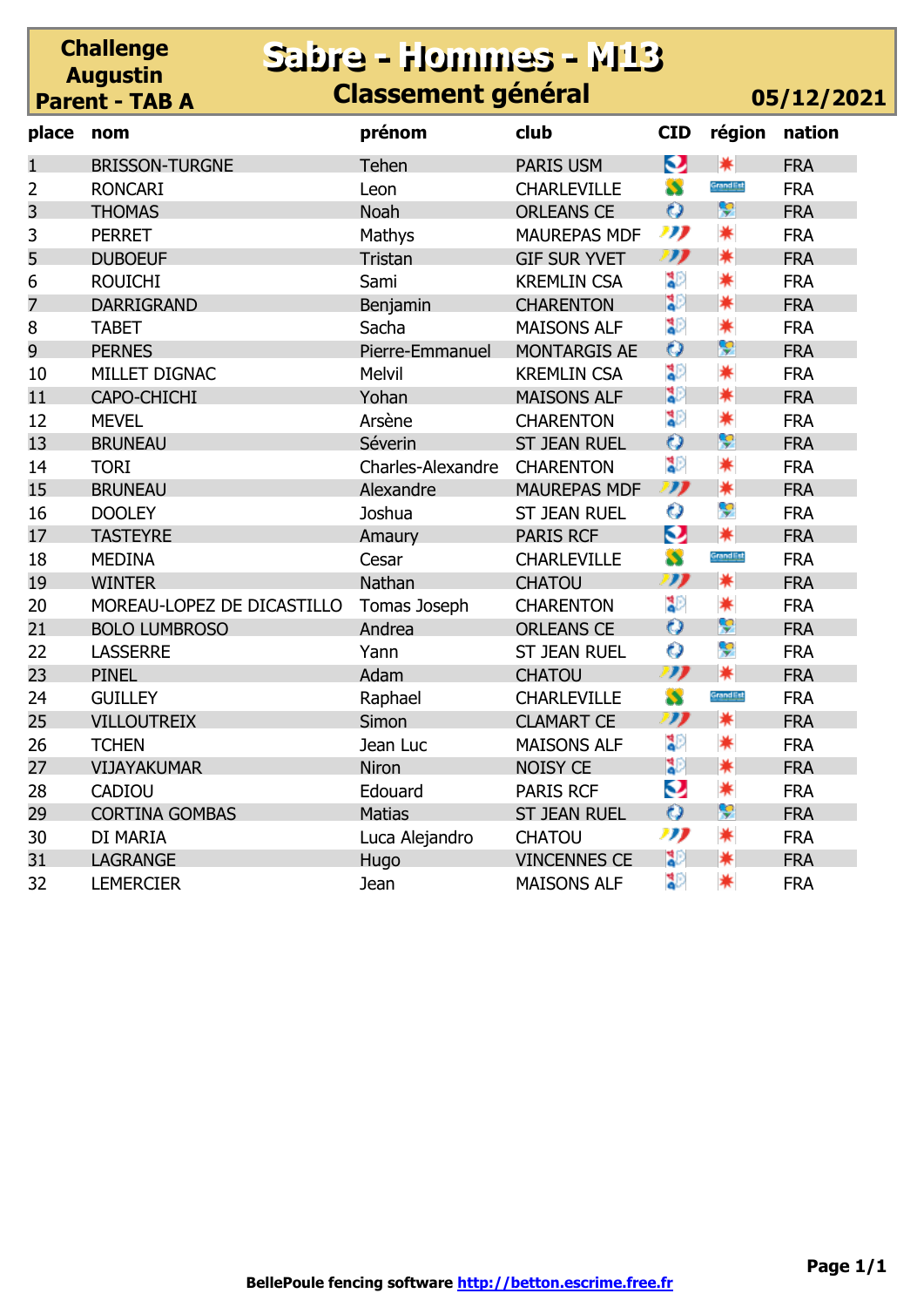# Challenge Augustin Parent - TAB A

## Sabre - Hommes - M13

### Classement général

**05/12/2021**

| place | nom | prénom | club | CID | région | nation |
|---|---|---|---|---|---|---|
| 1 | BRISSON-TURGNE | Tehen | PARIS USM | | | FRA |
| 2 | RONCARI | Leon | CHARLEVILLE | | Grand Est | FRA |
| 3 | THOMAS | Noah | ORLEANS CE | | | FRA |
| 3 | PERRET | Mathys | MAUREPAS MDF | | | FRA |
| 5 | DUBOEUF | Tristan | GIF SUR YVET | | | FRA |
| 6 | ROUICHI | Sami | KREMLIN CSA | | | FRA |
| 7 | DARRIGRAND | Benjamin | CHARENTON | | | FRA |
| 8 | TABET | Sacha | MAISONS ALF | | | FRA |
| 9 | PERNES | Pierre-Emmanuel | MONTARGIS AE | | | FRA |
| 10 | MILLET DIGNAC | Melvil | KREMLIN CSA | | | FRA |
| 11 | CAPO-CHICHI | Yohan | MAISONS ALF | | | FRA |
| 12 | MEVEL | Arsène | CHARENTON | | | FRA |
| 13 | BRUNEAU | Séverin | ST JEAN RUEL | | | FRA |
| 14 | TORI | Charles-Alexandre | CHARENTON | | | FRA |
| 15 | BRUNEAU | Alexandre | MAUREPAS MDF | | | FRA |
| 16 | DOOLEY | Joshua | ST JEAN RUEL | | | FRA |
| 17 | TASTEYRE | Amaury | PARIS RCF | | | FRA |
| 18 | MEDINA | Cesar | CHARLEVILLE | | Grand Est | FRA |
| 19 | WINTER | Nathan | CHATOU | | | FRA |
| 20 | MOREAU-LOPEZ DE DICASTILLO | Tomas Joseph | CHARENTON | | | FRA |
| 21 | BOLO LUMBROSO | Andrea | ORLEANS CE | | | FRA |
| 22 | LASSERRE | Yann | ST JEAN RUEL | | | FRA |
| 23 | PINEL | Adam | CHATOU | | | FRA |
| 24 | GUILLEY | Raphael | CHARLEVILLE | | Grand Est | FRA |
| 25 | VILLOUTREIX | Simon | CLAMART CE | | | FRA |
| 26 | TCHEN | Jean Luc | MAISONS ALF | | | FRA |
| 27 | VIJAYAKUMAR | Niron | NOISY CE | | | FRA |
| 28 | CADIOU | Edouard | PARIS RCF | | | FRA |
| 29 | CORTINA GOMBAS | Matias | ST JEAN RUEL | | | FRA |
| 30 | DI MARIA | Luca Alejandro | CHATOU | | | FRA |
| 31 | LAGRANGE | Hugo | VINCENNES CE | | | FRA |
| 32 | LEMERCIER | Jean | MAISONS ALF | | | FRA |

**BellePoule fencing software http://betton.escrime.free.fr**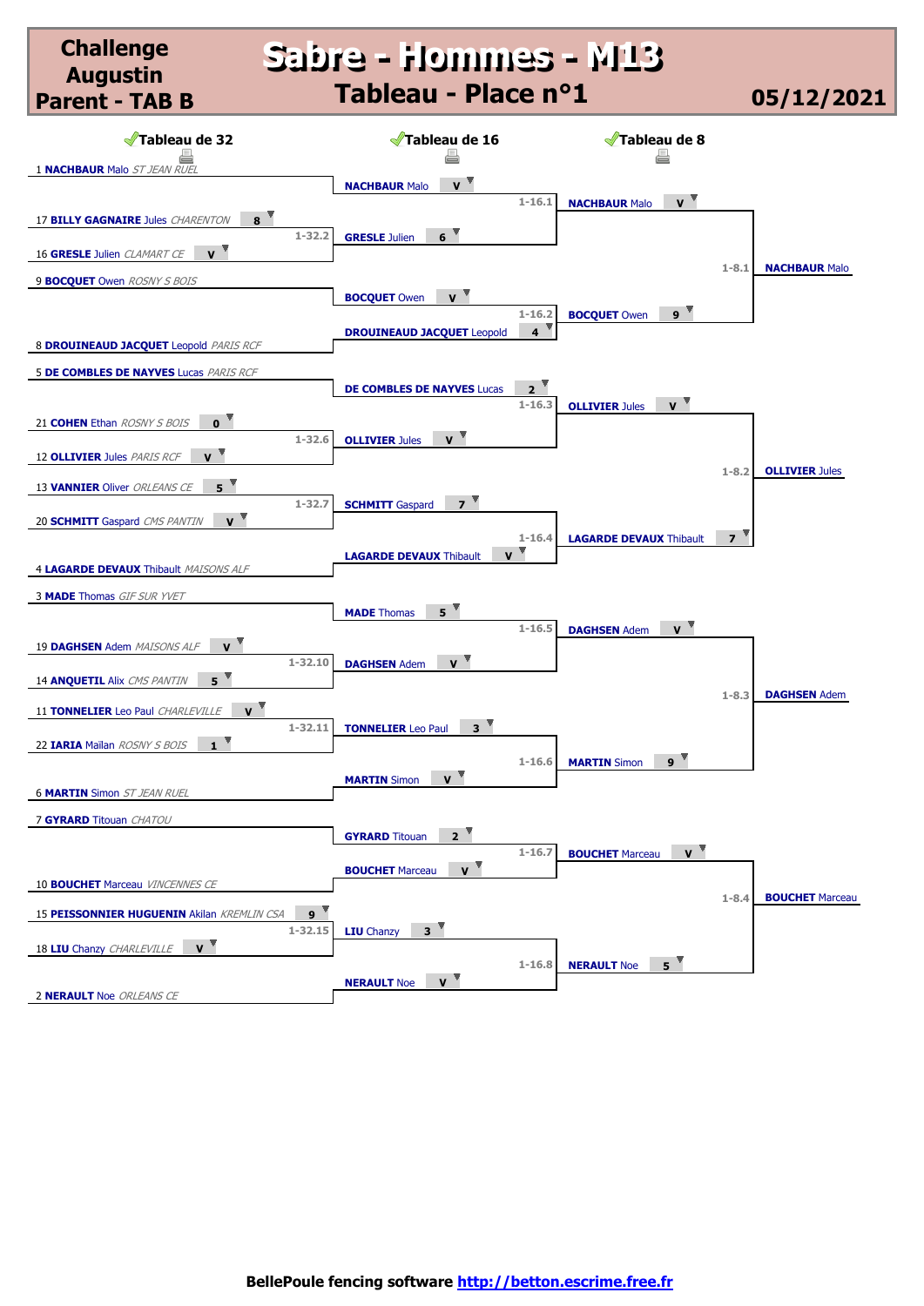# Challenge Augustin Parent - TAB B

# Sabre - Hommes - M13

## Tableau - Place n°1

**05/12/2021**

### Tableau de 32

| Match | Tireur | Score |
|---|---|---|
| | 1 **NACHBAUR** Malo *ST JEAN RUEL* | |
| 1-32.2 | 17 **BILLY GAGNAIRE** Jules *CHARENTON* | 8 |
| | 16 **GRESLE** Julien *CLAMART CE* | V |
| | 9 **BOCQUET** Owen *ROSNY S BOIS* | |
| | 8 **DROUINEAUD JACQUET** Leopold *PARIS RCF* | |
| | 5 **DE COMBLES DE NAYVES** Lucas *PARIS RCF* | |
| 1-32.6 | 21 **COHEN** Ethan *ROSNY S BOIS* | 0 |
| | 12 **OLLIVIER** Jules *PARIS RCF* | V |
| 1-32.7 | 13 **VANNIER** Oliver *ORLEANS CE* | 5 |
| | 20 **SCHMITT** Gaspard *CMS PANTIN* | V |
| | 4 **LAGARDE DEVAUX** Thibault *MAISONS ALF* | |
| | 3 **MADE** Thomas *GIF SUR YVET* | |
| 1-32.10 | 19 **DAGHSEN** Adem *MAISONS ALF* | V |
| | 14 **ANQUETIL** Alix *CMS PANTIN* | 5 |
| 1-32.11 | 11 **TONNELIER** Leo Paul *CHARLEVILLE* | V |
| | 22 **IARIA** Maïlan *ROSNY S BOIS* | 1 |
| | 6 **MARTIN** Simon *ST JEAN RUEL* | |
| | 7 **GYRARD** Titouan *CHATOU* | |
| | 10 **BOUCHET** Marceau *VINCENNES CE* | |
| 1-32.15 | 15 **PEISSONNIER HUGUENIN** Akilan *KREMLIN CSA* | 9 |
| | 18 **LIU** Chanzy *CHARLEVILLE* | V |
| | 2 **NERAULT** Noe *ORLEANS CE* | |

### Tableau de 16

| Match | Tireur | Score |
|---|---|---|
| 1-16.1 | **NACHBAUR** Malo | V |
| | **GRESLE** Julien | 6 |
| 1-16.2 | **BOCQUET** Owen | V |
| | **DROUINEAUD JACQUET** Leopold | 4 |
| 1-16.3 | **DE COMBLES DE NAYVES** Lucas | 2 |
| | **OLLIVIER** Jules | V |
| 1-16.4 | **SCHMITT** Gaspard | 7 |
| | **LAGARDE DEVAUX** Thibault | V |
| 1-16.5 | **MADE** Thomas | 5 |
| | **DAGHSEN** Adem | V |
| 1-16.6 | **TONNELIER** Leo Paul | 3 |
| | **MARTIN** Simon | V |
| 1-16.7 | **GYRARD** Titouan | 2 |
| | **BOUCHET** Marceau | V |
| 1-16.8 | **LIU** Chanzy | 3 |
| | **NERAULT** Noe | V |

### Tableau de 8

| Match | Tireur | Score | Vainqueur |
|---|---|---|---|
| 1-8.1 | **NACHBAUR** Malo | V | **NACHBAUR** Malo |
| | **BOCQUET** Owen | 9 | |
| 1-8.2 | **OLLIVIER** Jules | V | **OLLIVIER** Jules |
| | **LAGARDE DEVAUX** Thibault | 7 | |
| 1-8.3 | **DAGHSEN** Adem | V | **DAGHSEN** Adem |
| | **MARTIN** Simon | 9 | |
| 1-8.4 | **BOUCHET** Marceau | V | **BOUCHET** Marceau |
| | **NERAULT** Noe | 5 | |

BellePoule fencing software http://betton.escrime.free.fr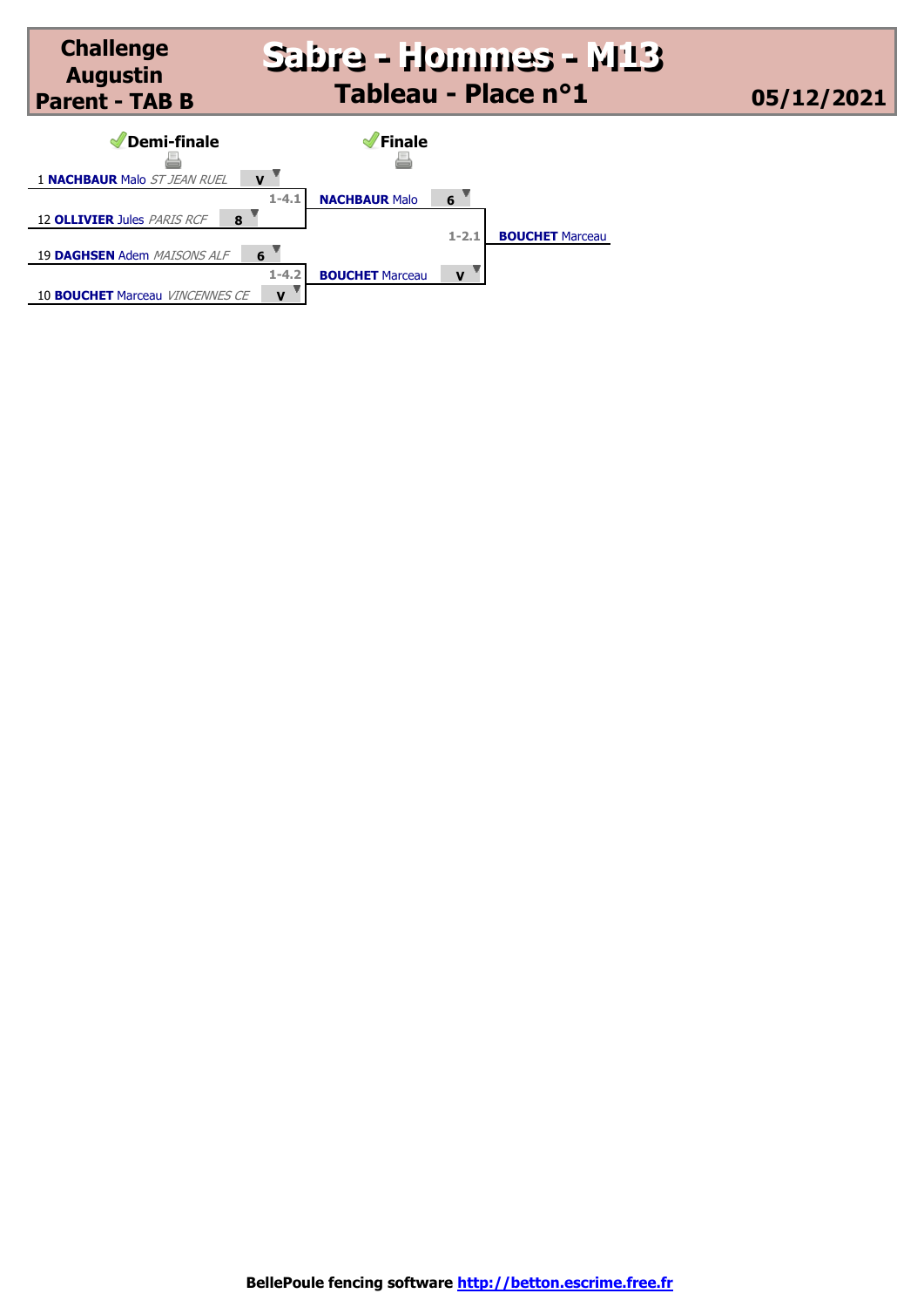# Challenge Augustin Parent - TAB B

## Sabre - Hommes - M13

### Tableau - Place n°1

05/12/2021

| Demi-finale | | Finale | | |
|---|---|---|---|---|
| 1 **NACHBAUR** Malo *ST JEAN RUEL* | V | | | |
| | 1-4.1 | **NACHBAUR** Malo | 6 | |
| 12 **OLLIVIER** Jules *PARIS RCF* | 8 | | | |
| | | | 1-2.1 | **BOUCHET** Marceau |
| 19 **DAGHSEN** Adem *MAISONS ALF* | 6 | | | |
| | 1-4.2 | **BOUCHET** Marceau | V | |
| 10 **BOUCHET** Marceau *VINCENNES CE* | V | | | |

BellePoule fencing software http://betton.escrime.free.fr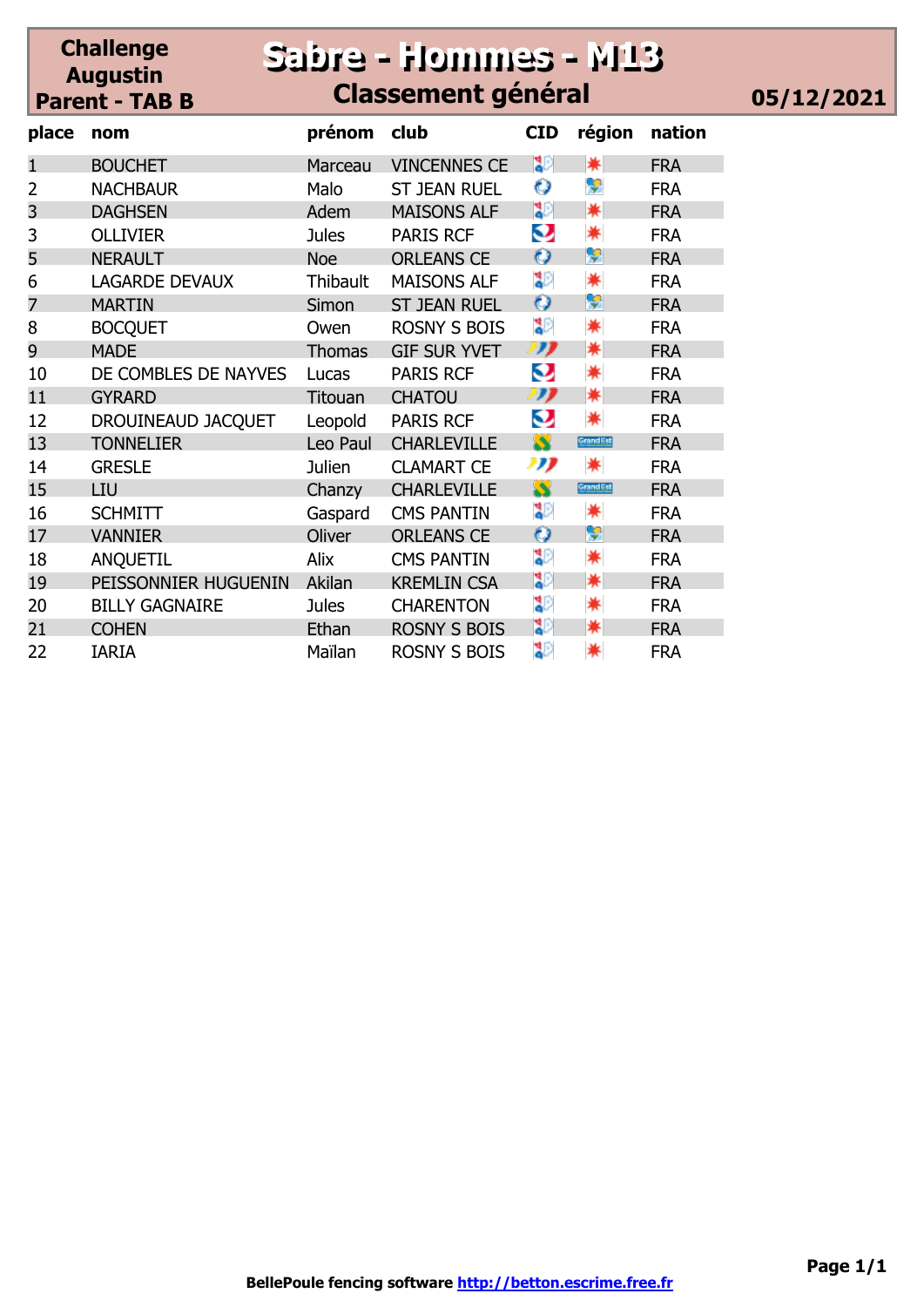**Challenge Augustin Parent - TAB B**

# Sabre - Hommes - M13

## Classement général

**05/12/2021**

| place | nom | prénom | club | CID | région | nation |
|---|---|---|---|---|---|---|
| 1 | BOUCHET | Marceau | VINCENNES CE | | | FRA |
| 2 | NACHBAUR | Malo | ST JEAN RUEL | | | FRA |
| 3 | DAGHSEN | Adem | MAISONS ALF | | | FRA |
| 3 | OLLIVIER | Jules | PARIS RCF | | | FRA |
| 5 | NERAULT | Noe | ORLEANS CE | | | FRA |
| 6 | LAGARDE DEVAUX | Thibault | MAISONS ALF | | | FRA |
| 7 | MARTIN | Simon | ST JEAN RUEL | | | FRA |
| 8 | BOCQUET | Owen | ROSNY S BOIS | | | FRA |
| 9 | MADE | Thomas | GIF SUR YVET | | | FRA |
| 10 | DE COMBLES DE NAYVES | Lucas | PARIS RCF | | | FRA |
| 11 | GYRARD | Titouan | CHATOU | | | FRA |
| 12 | DROUINEAUD JACQUET | Leopold | PARIS RCF | | | FRA |
| 13 | TONNELIER | Leo Paul | CHARLEVILLE | | | FRA |
| 14 | GRESLE | Julien | CLAMART CE | | | FRA |
| 15 | LIU | Chanzy | CHARLEVILLE | | | FRA |
| 16 | SCHMITT | Gaspard | CMS PANTIN | | | FRA |
| 17 | VANNIER | Oliver | ORLEANS CE | | | FRA |
| 18 | ANQUETIL | Alix | CMS PANTIN | | | FRA |
| 19 | PEISSONNIER HUGUENIN | Akilan | KREMLIN CSA | | | FRA |
| 20 | BILLY GAGNAIRE | Jules | CHARENTON | | | FRA |
| 21 | COHEN | Ethan | ROSNY S BOIS | | | FRA |
| 22 | IARIA | Maïlan | ROSNY S BOIS | | | FRA |

**BellePoule fencing software http://betton.escrime.free.fr**